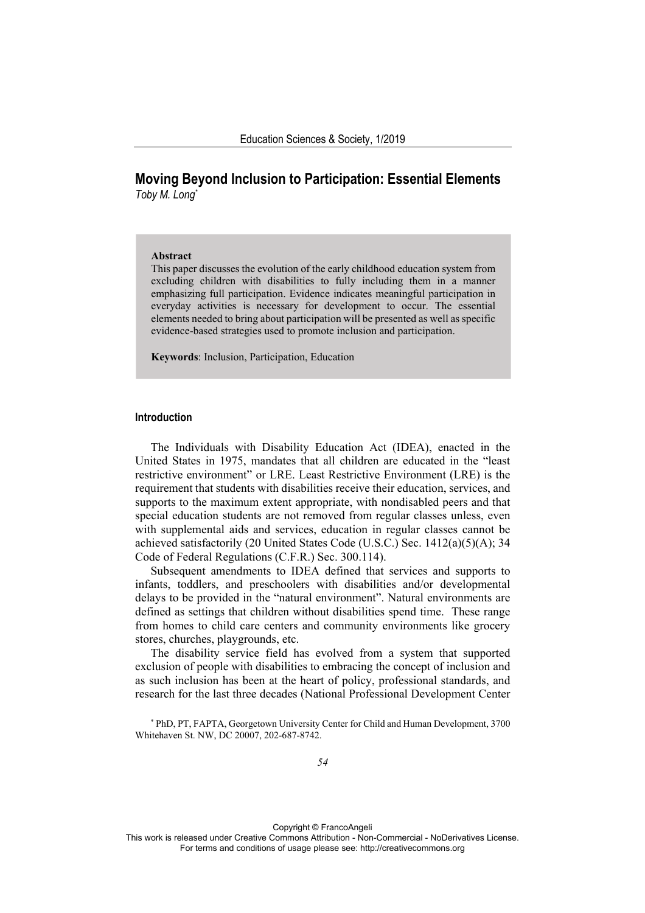# Moving Beyond Inclusion to Participation: Essential Elements

*Toby M. Long*[*]

**Abstract**

This paper discusses the evolution of the early childhood education system from excluding children with disabilities to fully including them in a manner emphasizing full participation. Evidence indicates meaningful participation in everyday activities is necessary for development to occur. The essential elements needed to bring about participation will be presented as well as specific evidence-based strategies used to promote inclusion and participation.

**Keywords**: Inclusion, Participation, Education

## Introduction

The Individuals with Disability Education Act (IDEA), enacted in the United States in 1975, mandates that all children are educated in the "least restrictive environment" or LRE. Least Restrictive Environment (LRE) is the requirement that students with disabilities receive their education, services, and supports to the maximum extent appropriate, with nondisabled peers and that special education students are not removed from regular classes unless, even with supplemental aids and services, education in regular classes cannot be achieved satisfactorily (20 United States Code (U.S.C.) Sec. 1412(a)(5)(A); 34 Code of Federal Regulations (C.F.R.) Sec. 300.114).

Subsequent amendments to IDEA defined that services and supports to infants, toddlers, and preschoolers with disabilities and/or developmental delays to be provided in the "natural environment". Natural environments are defined as settings that children without disabilities spend time. These range from homes to child care centers and community environments like grocery stores, churches, playgrounds, etc.

The disability service field has evolved from a system that supported exclusion of people with disabilities to embracing the concept of inclusion and as such inclusion has been at the heart of policy, professional standards, and research for the last three decades (National Professional Development Center

[*] PhD, PT, FAPTA, Georgetown University Center for Child and Human Development, 3700 Whitehaven St. NW, DC 20007, 202-687-8742.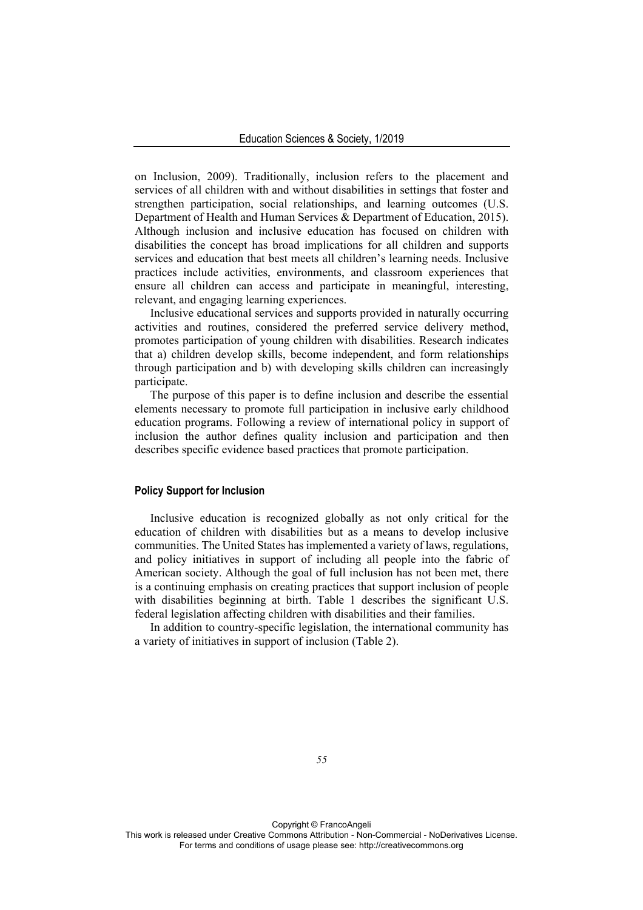on Inclusion, 2009). Traditionally, inclusion refers to the placement and services of all children with and without disabilities in settings that foster and strengthen participation, social relationships, and learning outcomes (U.S. Department of Health and Human Services & Department of Education, 2015). Although inclusion and inclusive education has focused on children with disabilities the concept has broad implications for all children and supports services and education that best meets all children's learning needs. Inclusive practices include activities, environments, and classroom experiences that ensure all children can access and participate in meaningful, interesting, relevant, and engaging learning experiences.

Inclusive educational services and supports provided in naturally occurring activities and routines, considered the preferred service delivery method, promotes participation of young children with disabilities. Research indicates that a) children develop skills, become independent, and form relationships through participation and b) with developing skills children can increasingly participate.

The purpose of this paper is to define inclusion and describe the essential elements necessary to promote full participation in inclusive early childhood education programs. Following a review of international policy in support of inclusion the author defines quality inclusion and participation and then describes specific evidence based practices that promote participation.

## Policy Support for Inclusion

Inclusive education is recognized globally as not only critical for the education of children with disabilities but as a means to develop inclusive communities. The United States has implemented a variety of laws, regulations, and policy initiatives in support of including all people into the fabric of American society. Although the goal of full inclusion has not been met, there is a continuing emphasis on creating practices that support inclusion of people with disabilities beginning at birth. Table 1 describes the significant U.S. federal legislation affecting children with disabilities and their families.

In addition to country-specific legislation, the international community has a variety of initiatives in support of inclusion (Table 2).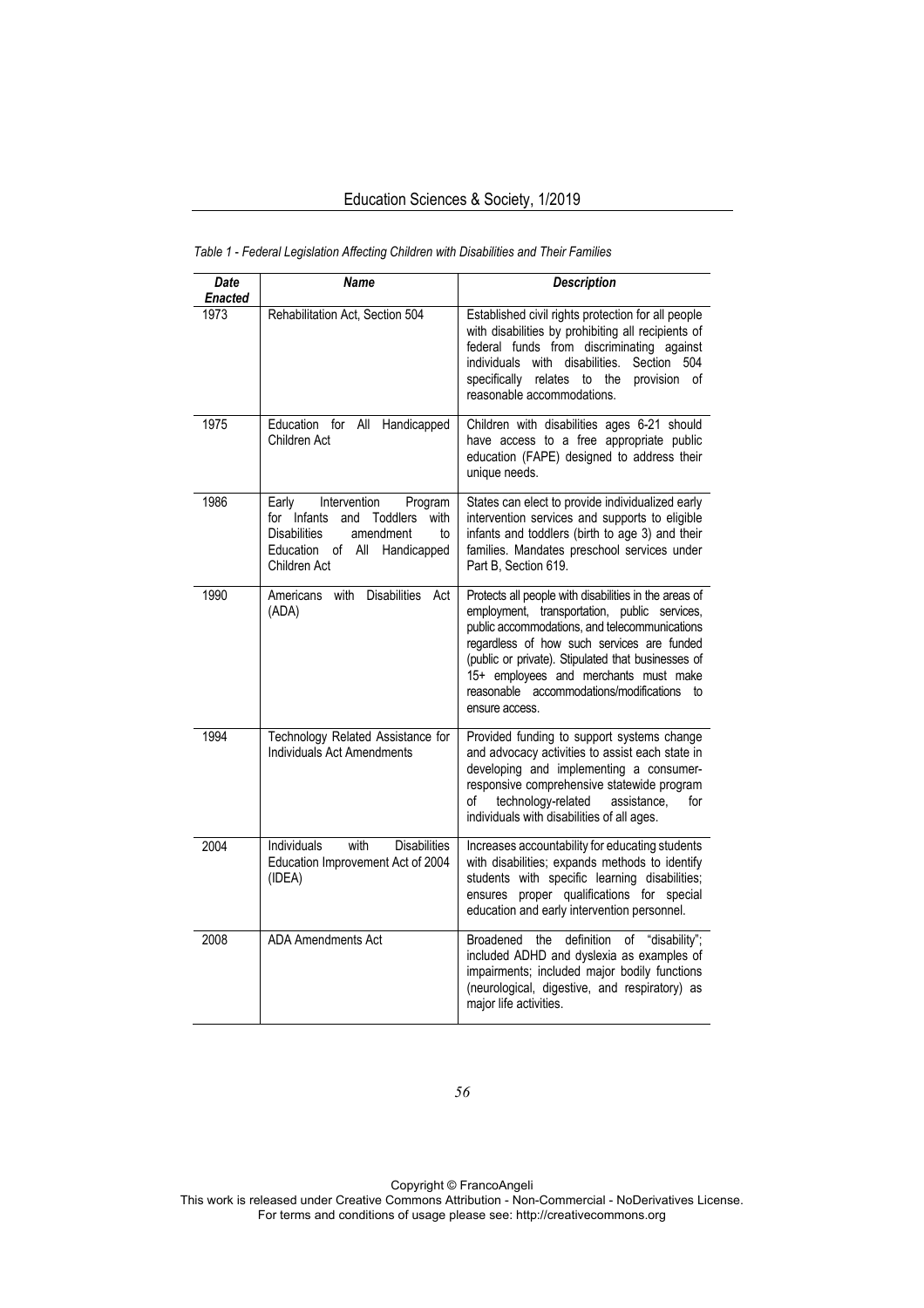*Table 1 - Federal Legislation Affecting Children with Disabilities and Their Families*

| ***Date Enacted*** | ***Name*** | ***Description*** |
|---|---|---|
| 1973 | Rehabilitation Act, Section 504 | Established civil rights protection for all people with disabilities by prohibiting all recipients of federal funds from discriminating against individuals with disabilities. Section 504 specifically relates to the provision of reasonable accommodations. |
| 1975 | Education for All Handicapped Children Act | Children with disabilities ages 6-21 should have access to a free appropriate public education (FAPE) designed to address their unique needs. |
| 1986 | Early Intervention Program for Infants and Toddlers with Disabilities amendment to Education of All Handicapped Children Act | States can elect to provide individualized early intervention services and supports to eligible infants and toddlers (birth to age 3) and their families. Mandates preschool services under Part B, Section 619. |
| 1990 | Americans with Disabilities Act (ADA) | Protects all people with disabilities in the areas of employment, transportation, public services, public accommodations, and telecommunications regardless of how such services are funded (public or private). Stipulated that businesses of 15+ employees and merchants must make reasonable accommodations/modifications to ensure access. |
| 1994 | Technology Related Assistance for Individuals Act Amendments | Provided funding to support systems change and advocacy activities to assist each state in developing and implementing a consumer-responsive comprehensive statewide program of technology-related assistance, for individuals with disabilities of all ages. |
| 2004 | Individuals with Disabilities Education Improvement Act of 2004 (IDEA) | Increases accountability for educating students with disabilities; expands methods to identify students with specific learning disabilities; ensures proper qualifications for special education and early intervention personnel. |
| 2008 | ADA Amendments Act | Broadened the definition of "disability"; included ADHD and dyslexia as examples of impairments; included major bodily functions (neurological, digestive, and respiratory) as major life activities. |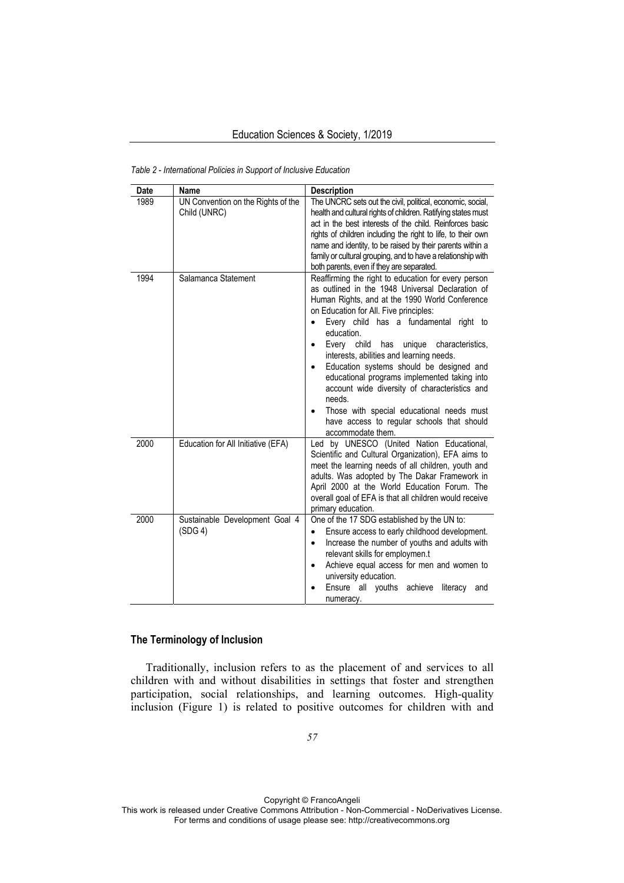*Table 2 - International Policies in Support of Inclusive Education*

| Date | Name | Description |
|---|---|---|
| 1989 | UN Convention on the Rights of the Child (UNRC) | The UNCRC sets out the civil, political, economic, social, health and cultural rights of children. Ratifying states must act in the best interests of the child. Reinforces basic rights of children including the right to life, to their own name and identity, to be raised by their parents within a family or cultural grouping, and to have a relationship with both parents, even if they are separated. |
| 1994 | Salamanca Statement | Reaffirming the right to education for every person as outlined in the 1948 Universal Declaration of Human Rights, and at the 1990 World Conference on Education for All. Five principles: • Every child has a fundamental right to education. • Every child has unique characteristics, interests, abilities and learning needs. • Education systems should be designed and educational programs implemented taking into account wide diversity of characteristics and needs. • Those with special educational needs must have access to regular schools that should accommodate them. |
| 2000 | Education for All Initiative (EFA) | Led by UNESCO (United Nation Educational, Scientific and Cultural Organization), EFA aims to meet the learning needs of all children, youth and adults. Was adopted by The Dakar Framework in April 2000 at the World Education Forum. The overall goal of EFA is that all children would receive primary education. |
| 2000 | Sustainable Development Goal 4 (SDG 4) | One of the 17 SDG established by the UN to: • Ensure access to early childhood development. • Increase the number of youths and adults with relevant skills for employmen.t • Achieve equal access for men and women to university education. • Ensure all youths achieve literacy and numeracy. |

## The Terminology of Inclusion

Traditionally, inclusion refers to as the placement of and services to all children with and without disabilities in settings that foster and strengthen participation, social relationships, and learning outcomes. High-quality inclusion (Figure 1) is related to positive outcomes for children with and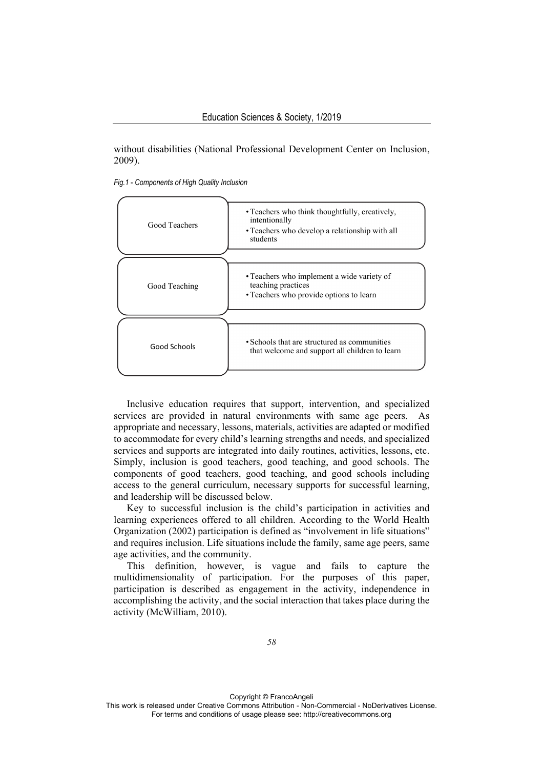without disabilities (National Professional Development Center on Inclusion, 2009).

*Fig.1 - Components of High Quality Inclusion*

| Component | Description |
| --- | --- |
| Good Teachers | • Teachers who think thoughtfully, creatively, intentionally<br>• Teachers who develop a relationship with all students |
| Good Teaching | • Teachers who implement a wide variety of teaching practices<br>• Teachers who provide options to learn |
| Good Schools | • Schools that are structured as communities that welcome and support all children to learn |

Inclusive education requires that support, intervention, and specialized services are provided in natural environments with same age peers. As appropriate and necessary, lessons, materials, activities are adapted or modified to accommodate for every child's learning strengths and needs, and specialized services and supports are integrated into daily routines, activities, lessons, etc. Simply, inclusion is good teachers, good teaching, and good schools. The components of good teachers, good teaching, and good schools including access to the general curriculum, necessary supports for successful learning, and leadership will be discussed below.

Key to successful inclusion is the child's participation in activities and learning experiences offered to all children. According to the World Health Organization (2002) participation is defined as "involvement in life situations" and requires inclusion. Life situations include the family, same age peers, same age activities, and the community.

This definition, however, is vague and fails to capture the multidimensionality of participation. For the purposes of this paper, participation is described as engagement in the activity, independence in accomplishing the activity, and the social interaction that takes place during the activity (McWilliam, 2010).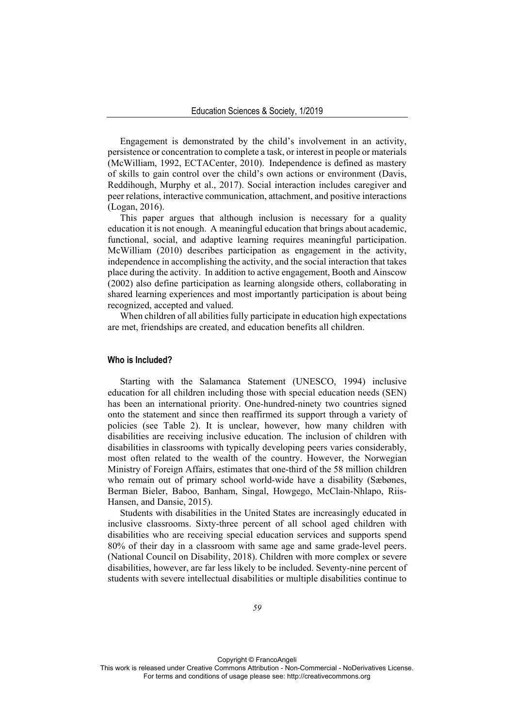Engagement is demonstrated by the child's involvement in an activity, persistence or concentration to complete a task, or interest in people or materials (McWilliam, 1992, ECTACenter, 2010). Independence is defined as mastery of skills to gain control over the child's own actions or environment (Davis, Reddihough, Murphy et al., 2017). Social interaction includes caregiver and peer relations, interactive communication, attachment, and positive interactions (Logan, 2016).

This paper argues that although inclusion is necessary for a quality education it is not enough. A meaningful education that brings about academic, functional, social, and adaptive learning requires meaningful participation. McWilliam (2010) describes participation as engagement in the activity, independence in accomplishing the activity, and the social interaction that takes place during the activity. In addition to active engagement, Booth and Ainscow (2002) also define participation as learning alongside others, collaborating in shared learning experiences and most importantly participation is about being recognized, accepted and valued.

When children of all abilities fully participate in education high expectations are met, friendships are created, and education benefits all children.

## Who is Included?

Starting with the Salamanca Statement (UNESCO, 1994) inclusive education for all children including those with special education needs (SEN) has been an international priority. One-hundred-ninety two countries signed onto the statement and since then reaffirmed its support through a variety of policies (see Table 2). It is unclear, however, how many children with disabilities are receiving inclusive education. The inclusion of children with disabilities in classrooms with typically developing peers varies considerably, most often related to the wealth of the country. However, the Norwegian Ministry of Foreign Affairs, estimates that one-third of the 58 million children who remain out of primary school world-wide have a disability (Sæbønes, Berman Bieler, Baboo, Banham, Singal, Howgego, McClain-Nhlapo, Riis-Hansen, and Dansie, 2015).

Students with disabilities in the United States are increasingly educated in inclusive classrooms. Sixty-three percent of all school aged children with disabilities who are receiving special education services and supports spend 80% of their day in a classroom with same age and same grade-level peers. (National Council on Disability, 2018). Children with more complex or severe disabilities, however, are far less likely to be included. Seventy-nine percent of students with severe intellectual disabilities or multiple disabilities continue to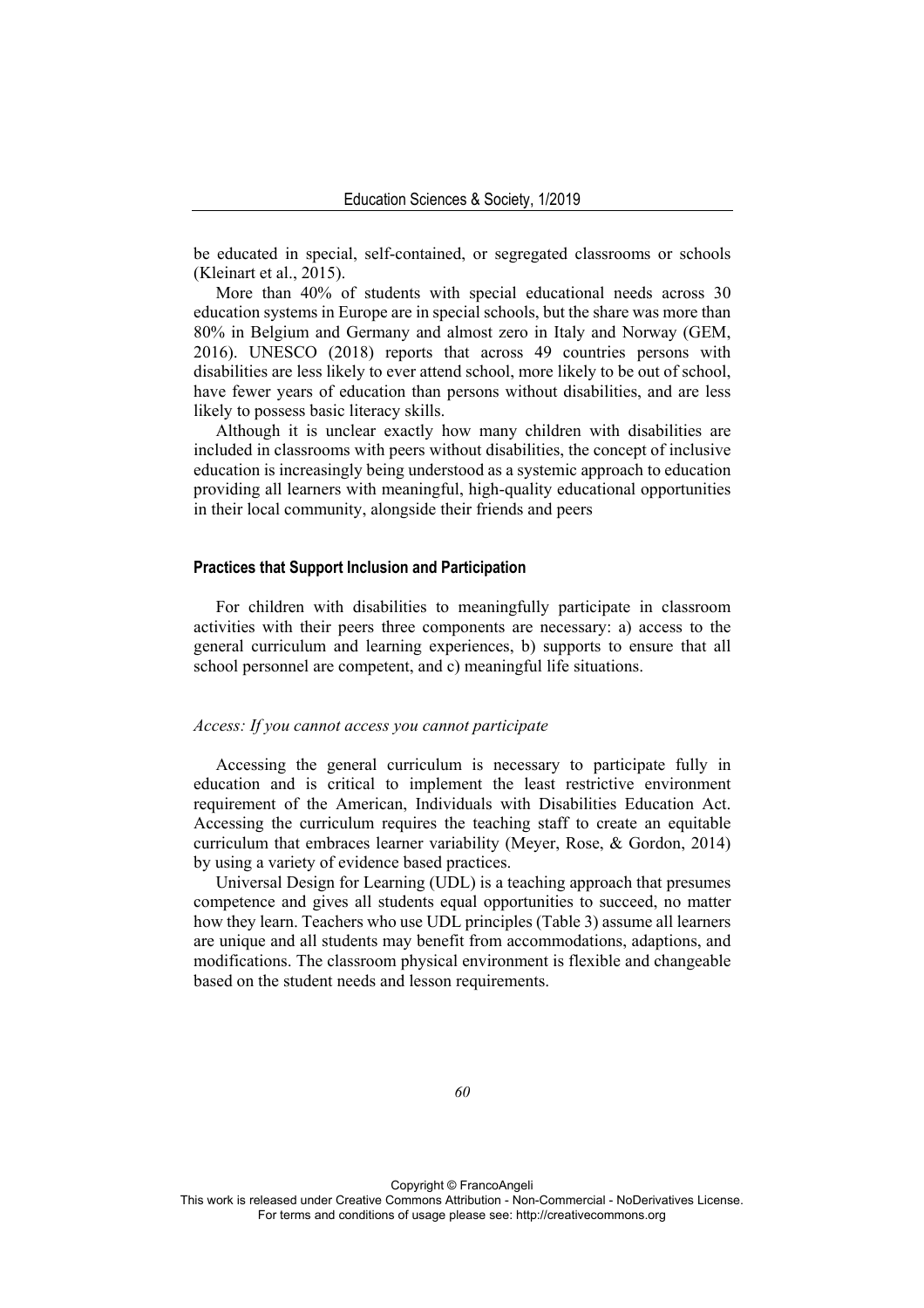be educated in special, self-contained, or segregated classrooms or schools (Kleinart et al., 2015).

More than 40% of students with special educational needs across 30 education systems in Europe are in special schools, but the share was more than 80% in Belgium and Germany and almost zero in Italy and Norway (GEM, 2016). UNESCO (2018) reports that across 49 countries persons with disabilities are less likely to ever attend school, more likely to be out of school, have fewer years of education than persons without disabilities, and are less likely to possess basic literacy skills.

Although it is unclear exactly how many children with disabilities are included in classrooms with peers without disabilities, the concept of inclusive education is increasingly being understood as a systemic approach to education providing all learners with meaningful, high-quality educational opportunities in their local community, alongside their friends and peers

### Practices that Support Inclusion and Participation

For children with disabilities to meaningfully participate in classroom activities with their peers three components are necessary: a) access to the general curriculum and learning experiences, b) supports to ensure that all school personnel are competent, and c) meaningful life situations.

*Access: If you cannot access you cannot participate*

Accessing the general curriculum is necessary to participate fully in education and is critical to implement the least restrictive environment requirement of the American, Individuals with Disabilities Education Act. Accessing the curriculum requires the teaching staff to create an equitable curriculum that embraces learner variability (Meyer, Rose, & Gordon, 2014) by using a variety of evidence based practices.

Universal Design for Learning (UDL) is a teaching approach that presumes competence and gives all students equal opportunities to succeed, no matter how they learn. Teachers who use UDL principles (Table 3) assume all learners are unique and all students may benefit from accommodations, adaptions, and modifications. The classroom physical environment is flexible and changeable based on the student needs and lesson requirements.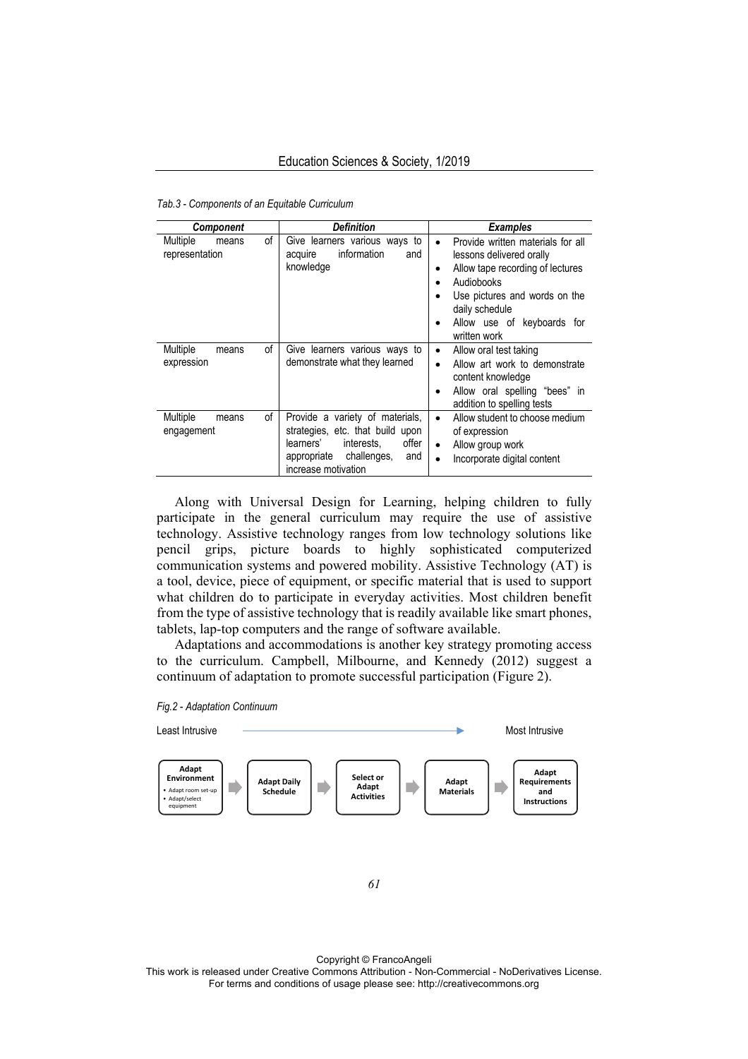*Tab.3 - Components of an Equitable Curriculum*

| *Component* | *Definition* | *Examples* |
|---|---|---|
| Multiple means of representation | Give learners various ways to acquire information and knowledge | • Provide written materials for all lessons delivered orally<br>• Allow tape recording of lectures<br>• Audiobooks<br>• Use pictures and words on the daily schedule<br>• Allow use of keyboards for written work |
| Multiple means of expression | Give learners various ways to demonstrate what they learned | • Allow oral test taking<br>• Allow art work to demonstrate content knowledge<br>• Allow oral spelling "bees" in addition to spelling tests |
| Multiple means of engagement | Provide a variety of materials, strategies, etc. that build upon learners' interests, offer appropriate challenges, and increase motivation | • Allow student to choose medium of expression<br>• Allow group work<br>• Incorporate digital content |

Along with Universal Design for Learning, helping children to fully participate in the general curriculum may require the use of assistive technology. Assistive technology ranges from low technology solutions like pencil grips, picture boards to highly sophisticated computerized communication systems and powered mobility. Assistive Technology (AT) is a tool, device, piece of equipment, or specific material that is used to support what children do to participate in everyday activities. Most children benefit from the type of assistive technology that is readily available like smart phones, tablets, lap-top computers and the range of software available.

Adaptations and accommodations is another key strategy promoting access to the curriculum. Campbell, Milbourne, and Kennedy (2012) suggest a continuum of adaptation to promote successful participation (Figure 2).

*Fig.2 - Adaptation Continuum*

Least Intrusive → Most Intrusive

**Adapt Environment** (• Adapt room set-up • Adapt/select equipment) → **Adapt Daily Schedule** → **Select or Adapt Activities** → **Adapt Materials** → **Adapt Requirements and Instructions**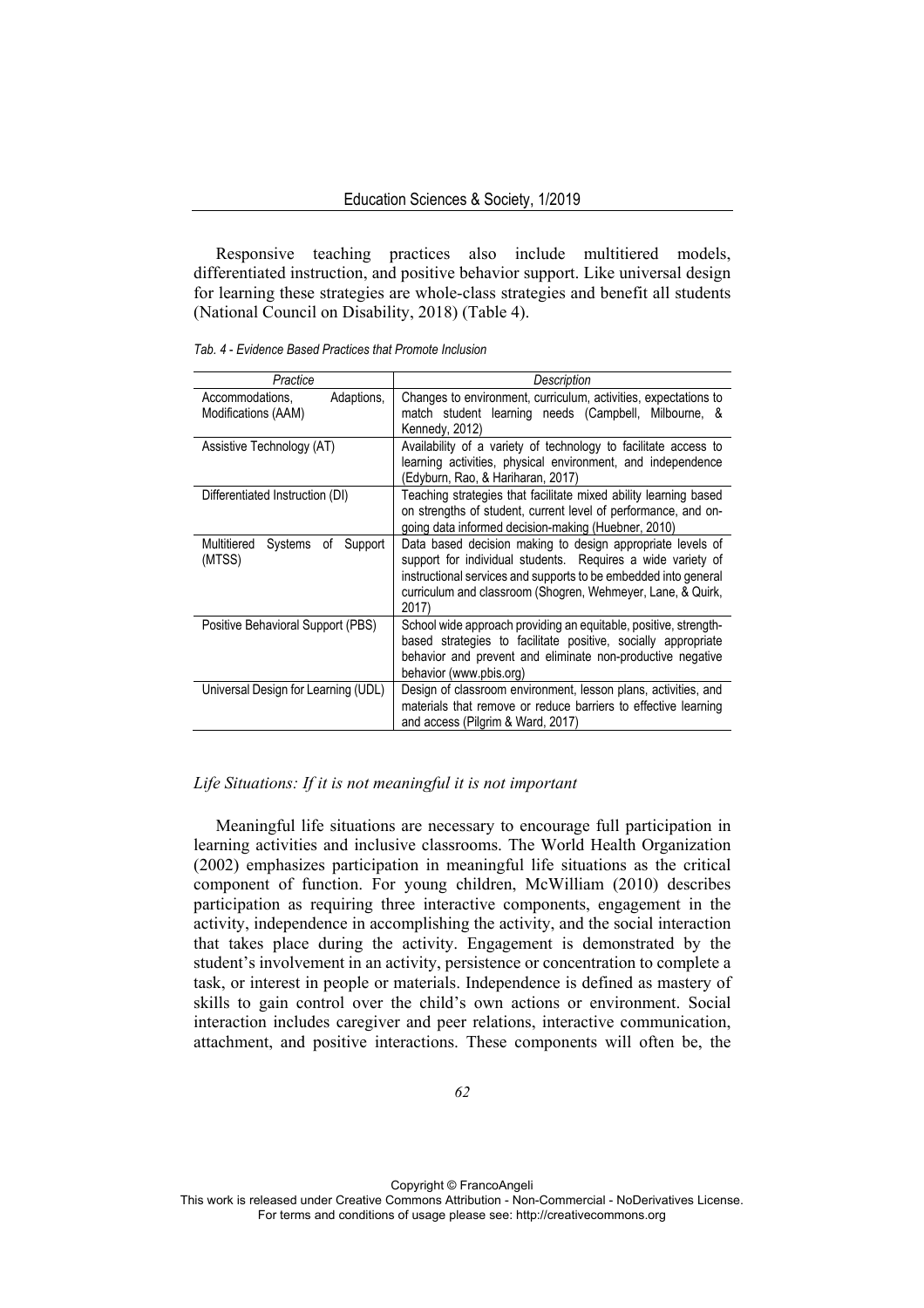Responsive teaching practices also include multitiered models, differentiated instruction, and positive behavior support. Like universal design for learning these strategies are whole-class strategies and benefit all students (National Council on Disability, 2018) (Table 4).

*Tab. 4 - Evidence Based Practices that Promote Inclusion*

| *Practice* | *Description* |
| --- | --- |
| Accommodations, Adaptions, Modifications (AAM) | Changes to environment, curriculum, activities, expectations to match student learning needs (Campbell, Milbourne, & Kennedy, 2012) |
| Assistive Technology (AT) | Availability of a variety of technology to facilitate access to learning activities, physical environment, and independence (Edyburn, Rao, & Hariharan, 2017) |
| Differentiated Instruction (DI) | Teaching strategies that facilitate mixed ability learning based on strengths of student, current level of performance, and on-going data informed decision-making (Huebner, 2010) |
| Multitiered Systems of Support (MTSS) | Data based decision making to design appropriate levels of support for individual students. Requires a wide variety of instructional services and supports to be embedded into general curriculum and classroom (Shogren, Wehmeyer, Lane, & Quirk, 2017) |
| Positive Behavioral Support (PBS) | School wide approach providing an equitable, positive, strength-based strategies to facilitate positive, socially appropriate behavior and prevent and eliminate non-productive negative behavior (www.pbis.org) |
| Universal Design for Learning (UDL) | Design of classroom environment, lesson plans, activities, and materials that remove or reduce barriers to effective learning and access (Pilgrim & Ward, 2017) |

### *Life Situations: If it is not meaningful it is not important*

Meaningful life situations are necessary to encourage full participation in learning activities and inclusive classrooms. The World Health Organization (2002) emphasizes participation in meaningful life situations as the critical component of function. For young children, McWilliam (2010) describes participation as requiring three interactive components, engagement in the activity, independence in accomplishing the activity, and the social interaction that takes place during the activity. Engagement is demonstrated by the student's involvement in an activity, persistence or concentration to complete a task, or interest in people or materials. Independence is defined as mastery of skills to gain control over the child's own actions or environment. Social interaction includes caregiver and peer relations, interactive communication, attachment, and positive interactions. These components will often be, the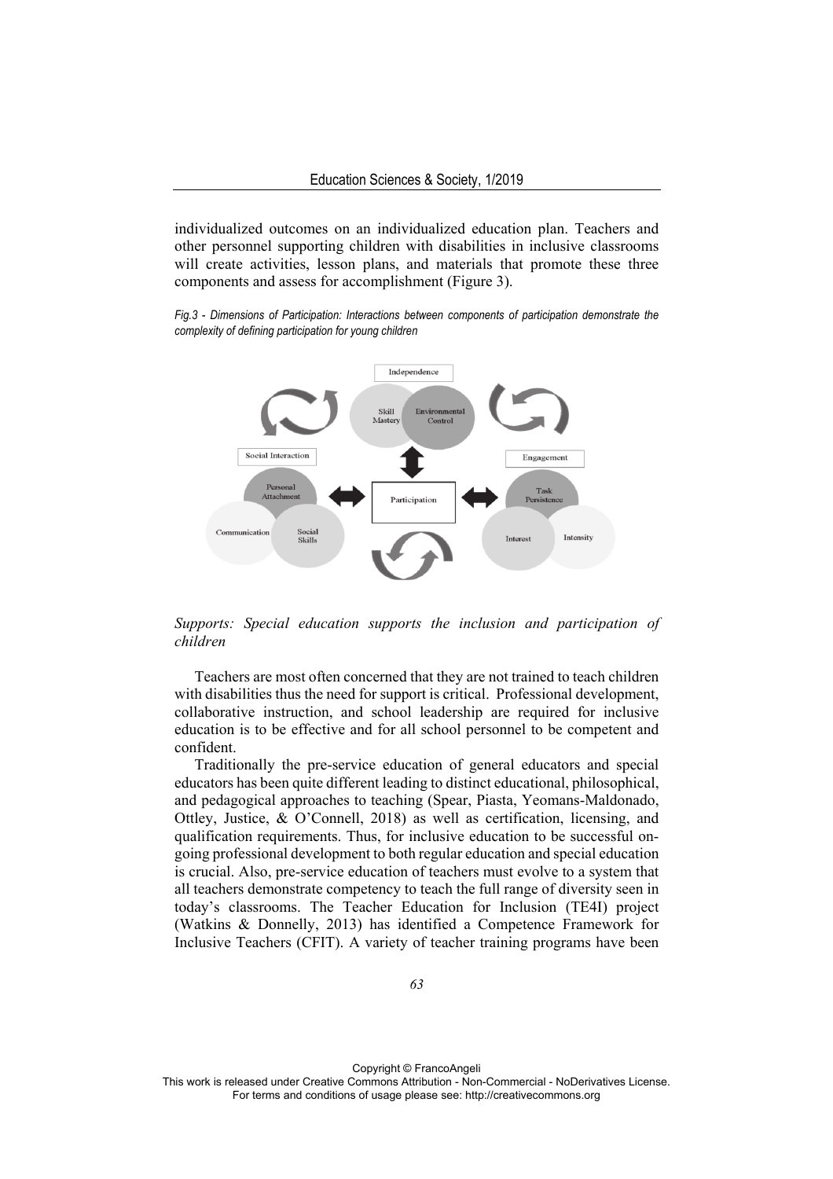individualized outcomes on an individualized education plan. Teachers and other personnel supporting children with disabilities in inclusive classrooms will create activities, lesson plans, and materials that promote these three components and assess for accomplishment (Figure 3).

*Fig.3 - Dimensions of Participation: Interactions between components of participation demonstrate the complexity of defining participation for young children*

*Supports: Special education supports the inclusion and participation of children*

Teachers are most often concerned that they are not trained to teach children with disabilities thus the need for support is critical. Professional development, collaborative instruction, and school leadership are required for inclusive education is to be effective and for all school personnel to be competent and confident.

Traditionally the pre-service education of general educators and special educators has been quite different leading to distinct educational, philosophical, and pedagogical approaches to teaching (Spear, Piasta, Yeomans-Maldonado, Ottley, Justice, & O'Connell, 2018) as well as certification, licensing, and qualification requirements. Thus, for inclusive education to be successful on-going professional development to both regular education and special education is crucial. Also, pre-service education of teachers must evolve to a system that all teachers demonstrate competency to teach the full range of diversity seen in today's classrooms. The Teacher Education for Inclusion (TE4I) project (Watkins & Donnelly, 2013) has identified a Competence Framework for Inclusive Teachers (CFIT). A variety of teacher training programs have been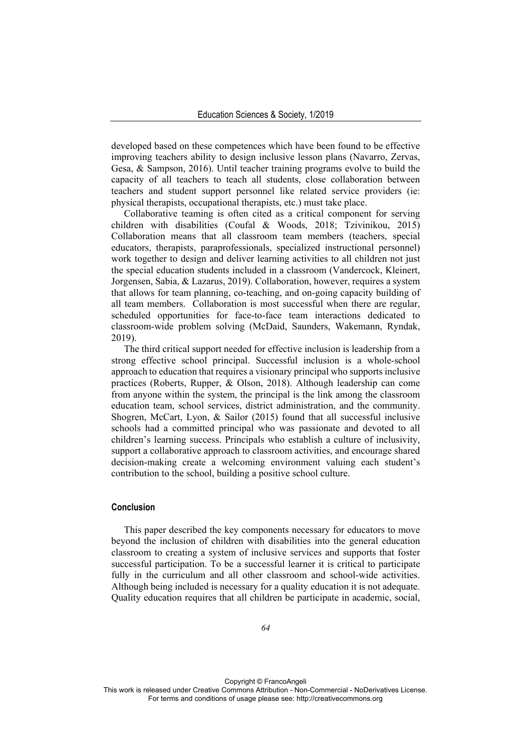developed based on these competences which have been found to be effective improving teachers ability to design inclusive lesson plans (Navarro, Zervas, Gesa, & Sampson, 2016). Until teacher training programs evolve to build the capacity of all teachers to teach all students, close collaboration between teachers and student support personnel like related service providers (ie: physical therapists, occupational therapists, etc.) must take place.

Collaborative teaming is often cited as a critical component for serving children with disabilities (Coufal & Woods, 2018; Tzivinikou, 2015) Collaboration means that all classroom team members (teachers, special educators, therapists, paraprofessionals, specialized instructional personnel) work together to design and deliver learning activities to all children not just the special education students included in a classroom (Vandercock, Kleinert, Jorgensen, Sabia, & Lazarus, 2019). Collaboration, however, requires a system that allows for team planning, co-teaching, and on-going capacity building of all team members. Collaboration is most successful when there are regular, scheduled opportunities for face-to-face team interactions dedicated to classroom-wide problem solving (McDaid, Saunders, Wakemann, Ryndak, 2019).

The third critical support needed for effective inclusion is leadership from a strong effective school principal. Successful inclusion is a whole-school approach to education that requires a visionary principal who supports inclusive practices (Roberts, Rupper, & Olson, 2018). Although leadership can come from anyone within the system, the principal is the link among the classroom education team, school services, district administration, and the community. Shogren, McCart, Lyon, & Sailor (2015) found that all successful inclusive schools had a committed principal who was passionate and devoted to all children's learning success. Principals who establish a culture of inclusivity, support a collaborative approach to classroom activities, and encourage shared decision-making create a welcoming environment valuing each student's contribution to the school, building a positive school culture.

## Conclusion

This paper described the key components necessary for educators to move beyond the inclusion of children with disabilities into the general education classroom to creating a system of inclusive services and supports that foster successful participation. To be a successful learner it is critical to participate fully in the curriculum and all other classroom and school-wide activities. Although being included is necessary for a quality education it is not adequate. Quality education requires that all children be participate in academic, social,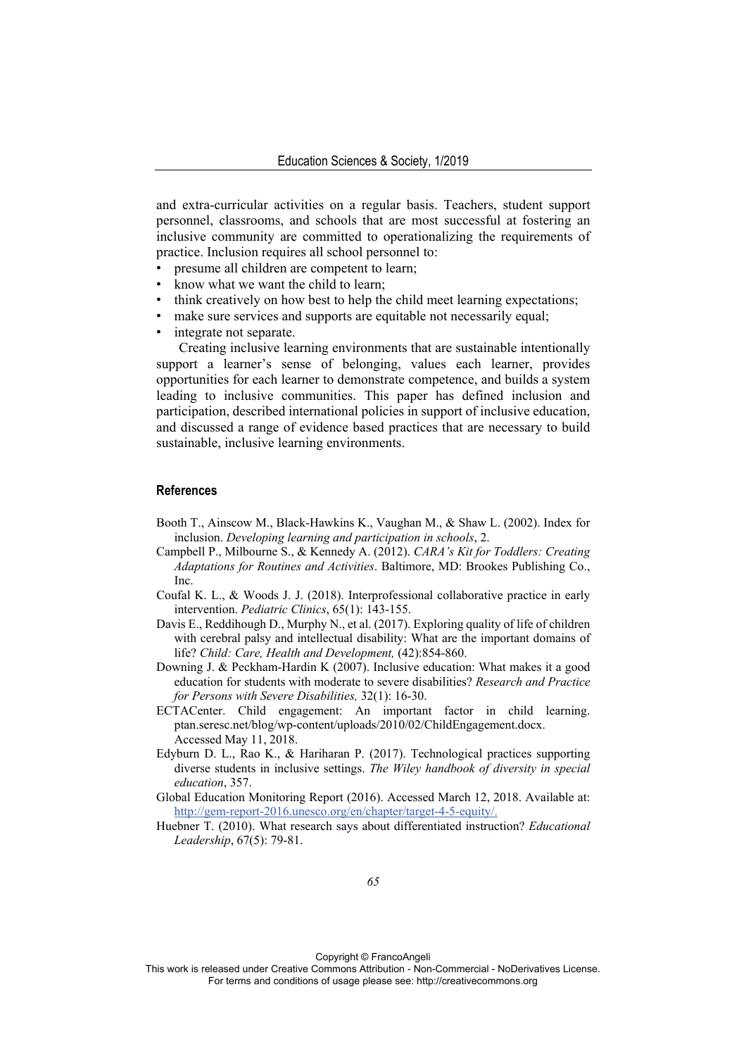and extra-curricular activities on a regular basis. Teachers, student support personnel, classrooms, and schools that are most successful at fostering an inclusive community are committed to operationalizing the requirements of practice. Inclusion requires all school personnel to:

- presume all children are competent to learn;
- know what we want the child to learn;
- think creatively on how best to help the child meet learning expectations;
- make sure services and supports are equitable not necessarily equal;
- integrate not separate.

Creating inclusive learning environments that are sustainable intentionally support a learner's sense of belonging, values each learner, provides opportunities for each learner to demonstrate competence, and builds a system leading to inclusive communities. This paper has defined inclusion and participation, described international policies in support of inclusive education, and discussed a range of evidence based practices that are necessary to build sustainable, inclusive learning environments.

## References

Booth T., Ainscow M., Black-Hawkins K., Vaughan M., & Shaw L. (2002). Index for inclusion. *Developing learning and participation in schools*, 2.

Campbell P., Milbourne S., & Kennedy A. (2012). *CARA's Kit for Toddlers: Creating Adaptations for Routines and Activities*. Baltimore, MD: Brookes Publishing Co., Inc.

Coufal K. L., & Woods J. J. (2018). Interprofessional collaborative practice in early intervention. *Pediatric Clinics*, 65(1): 143-155.

Davis E., Reddihough D., Murphy N., et al. (2017). Exploring quality of life of children with cerebral palsy and intellectual disability: What are the important domains of life? *Child: Care, Health and Development,* (42):854-860.

Downing J. & Peckham-Hardin K (2007). Inclusive education: What makes it a good education for students with moderate to severe disabilities? *Research and Practice for Persons with Severe Disabilities,* 32(1): 16-30.

ECTACenter. Child engagement: An important factor in child learning. ptan.seresc.net/blog/wp-content/uploads/2010/02/ChildEngagement.docx. Accessed May 11, 2018.

Edyburn D. L., Rao K., & Hariharan P. (2017). Technological practices supporting diverse students in inclusive settings. *The Wiley handbook of diversity in special education*, 357.

Global Education Monitoring Report (2016). Accessed March 12, 2018. Available at: http://gem-report-2016.unesco.org/en/chapter/target-4-5-equity/.

Huebner T. (2010). What research says about differentiated instruction? *Educational Leadership*, 67(5): 79-81.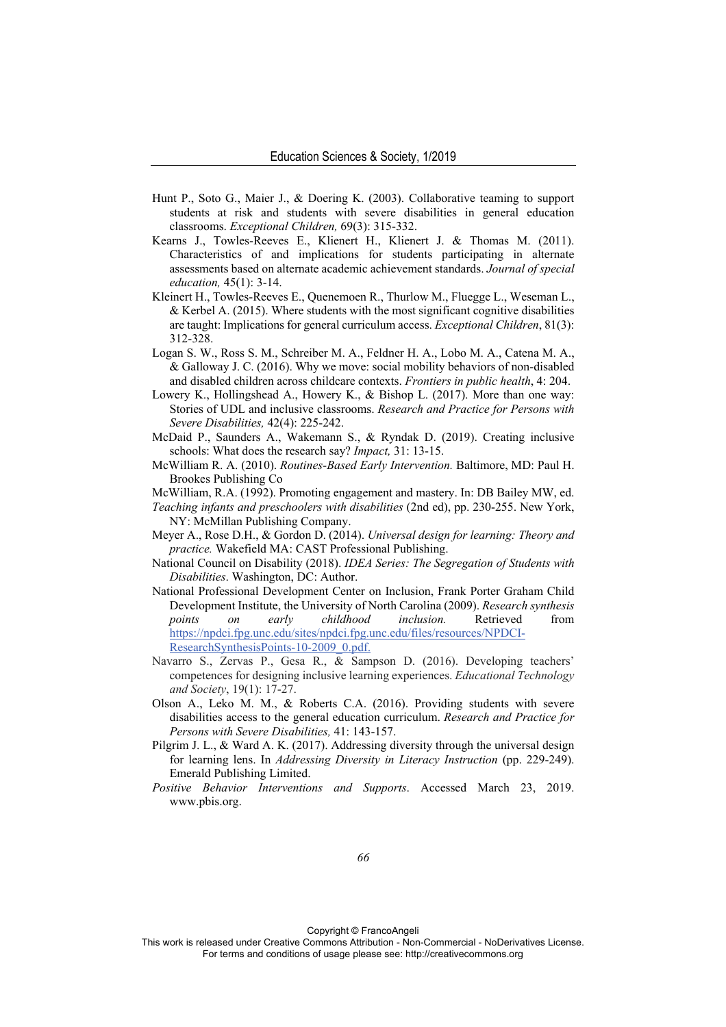Hunt P., Soto G., Maier J., & Doering K. (2003). Collaborative teaming to support students at risk and students with severe disabilities in general education classrooms. *Exceptional Children,* 69(3): 315-332.

Kearns J., Towles-Reeves E., Klienert H., Klienert J. & Thomas M. (2011). Characteristics of and implications for students participating in alternate assessments based on alternate academic achievement standards. *Journal of special education,* 45(1): 3-14.

Kleinert H., Towles-Reeves E., Quenemoen R., Thurlow M., Fluegge L., Weseman L., & Kerbel A. (2015). Where students with the most significant cognitive disabilities are taught: Implications for general curriculum access. *Exceptional Children*, 81(3): 312-328.

Logan S. W., Ross S. M., Schreiber M. A., Feldner H. A., Lobo M. A., Catena M. A., & Galloway J. C. (2016). Why we move: social mobility behaviors of non-disabled and disabled children across childcare contexts. *Frontiers in public health*, 4: 204.

Lowery K., Hollingshead A., Howery K., & Bishop L. (2017). More than one way: Stories of UDL and inclusive classrooms. *Research and Practice for Persons with Severe Disabilities,* 42(4): 225-242.

McDaid P., Saunders A., Wakemann S., & Ryndak D. (2019). Creating inclusive schools: What does the research say? *Impact,* 31: 13-15.

McWilliam R. A. (2010). *Routines-Based Early Intervention.* Baltimore, MD: Paul H. Brookes Publishing Co

McWilliam, R.A. (1992). Promoting engagement and mastery. In: DB Bailey MW, ed. *Teaching infants and preschoolers with disabilities* (2nd ed), pp. 230-255. New York, NY: McMillan Publishing Company.

Meyer A., Rose D.H., & Gordon D. (2014). *Universal design for learning: Theory and practice.* Wakefield MA: CAST Professional Publishing.

National Council on Disability (2018). *IDEA Series: The Segregation of Students with Disabilities*. Washington, DC: Author.

National Professional Development Center on Inclusion, Frank Porter Graham Child Development Institute, the University of North Carolina (2009). *Research synthesis points on early childhood inclusion.* Retrieved from https://npdci.fpg.unc.edu/sites/npdci.fpg.unc.edu/files/resources/NPDCI-ResearchSynthesisPoints-10-2009_0.pdf.

Navarro S., Zervas P., Gesa R., & Sampson D. (2016). Developing teachers' competences for designing inclusive learning experiences. *Educational Technology and Society*, 19(1): 17-27.

Olson A., Leko M. M., & Roberts C.A. (2016). Providing students with severe disabilities access to the general education curriculum. *Research and Practice for Persons with Severe Disabilities,* 41: 143-157.

Pilgrim J. L., & Ward A. K. (2017). Addressing diversity through the universal design for learning lens. In *Addressing Diversity in Literacy Instruction* (pp. 229-249). Emerald Publishing Limited.

*Positive Behavior Interventions and Supports*. Accessed March 23, 2019. www.pbis.org.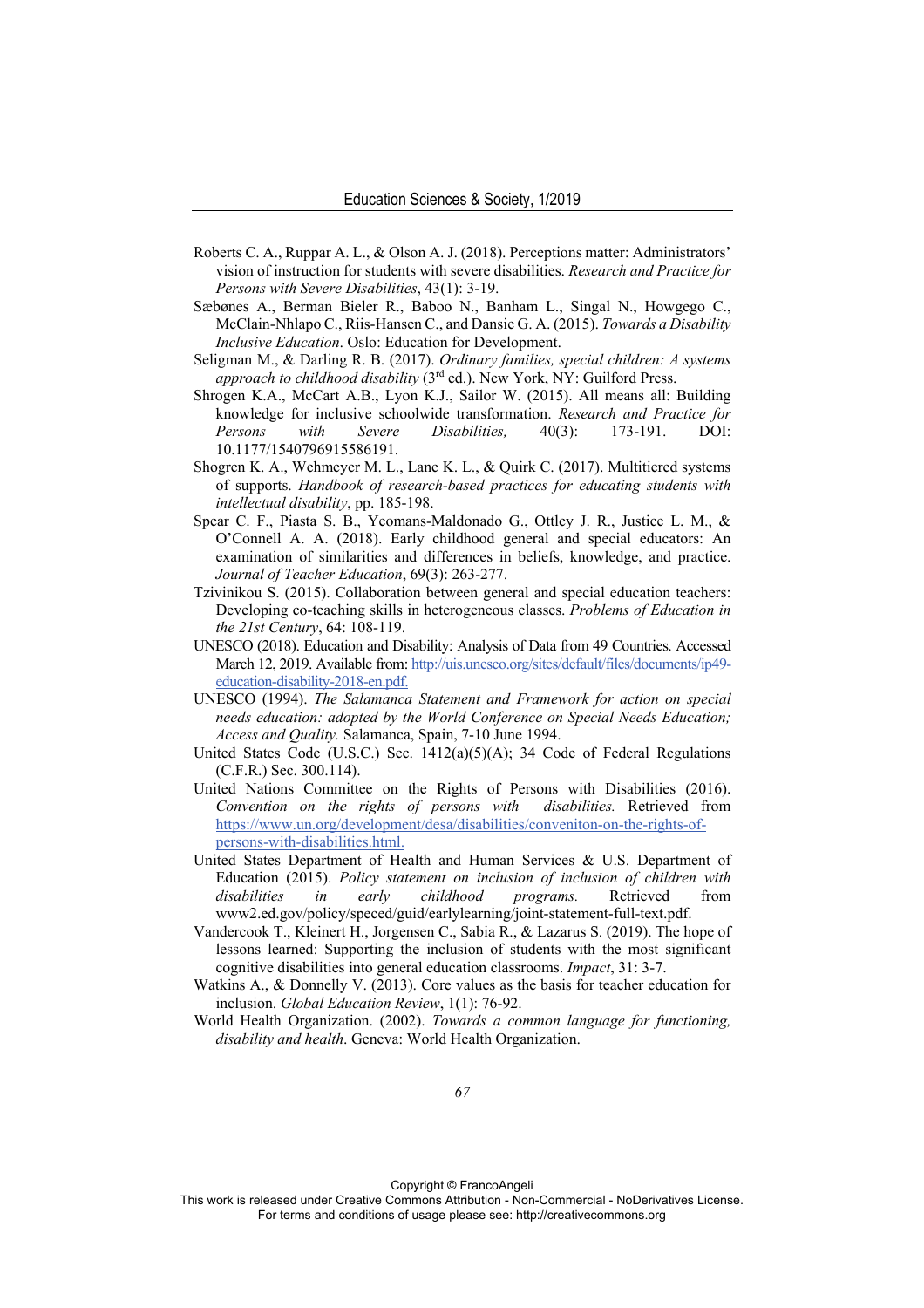Roberts C. A., Ruppar A. L., & Olson A. J. (2018). Perceptions matter: Administrators' vision of instruction for students with severe disabilities. *Research and Practice for Persons with Severe Disabilities*, 43(1): 3-19.

Sæbønes A., Berman Bieler R., Baboo N., Banham L., Singal N., Howgego C., McClain-Nhlapo C., Riis-Hansen C., and Dansie G. A. (2015). *Towards a Disability Inclusive Education*. Oslo: Education for Development.

Seligman M., & Darling R. B. (2017). *Ordinary families, special children: A systems approach to childhood disability* (3rd ed.). New York, NY: Guilford Press.

Shrogen K.A., McCart A.B., Lyon K.J., Sailor W. (2015). All means all: Building knowledge for inclusive schoolwide transformation. *Research and Practice for Persons with Severe Disabilities,* 40(3): 173-191. DOI: 10.1177/1540796915586191.

Shogren K. A., Wehmeyer M. L., Lane K. L., & Quirk C. (2017). Multitiered systems of supports. *Handbook of research-based practices for educating students with intellectual disability*, pp. 185-198.

Spear C. F., Piasta S. B., Yeomans-Maldonado G., Ottley J. R., Justice L. M., & O'Connell A. A. (2018). Early childhood general and special educators: An examination of similarities and differences in beliefs, knowledge, and practice. *Journal of Teacher Education*, 69(3): 263-277.

Tzivinikou S. (2015). Collaboration between general and special education teachers: Developing co-teaching skills in heterogeneous classes. *Problems of Education in the 21st Century*, 64: 108-119.

UNESCO (2018). Education and Disability: Analysis of Data from 49 Countries. Accessed March 12, 2019. Available from: http://uis.unesco.org/sites/default/files/documents/ip49-education-disability-2018-en.pdf.

UNESCO (1994). *The Salamanca Statement and Framework for action on special needs education: adopted by the World Conference on Special Needs Education; Access and Quality.* Salamanca, Spain, 7-10 June 1994.

United States Code (U.S.C.) Sec. 1412(a)(5)(A); 34 Code of Federal Regulations (C.F.R.) Sec. 300.114).

United Nations Committee on the Rights of Persons with Disabilities (2016). *Convention on the rights of persons with disabilities.* Retrieved from https://www.un.org/development/desa/disabilities/conveniton-on-the-rights-of-persons-with-disabilities.html.

United States Department of Health and Human Services & U.S. Department of Education (2015). *Policy statement on inclusion of inclusion of children with disabilities in early childhood programs.* Retrieved from www2.ed.gov/policy/speced/guid/earlylearning/joint-statement-full-text.pdf.

Vandercook T., Kleinert H., Jorgensen C., Sabia R., & Lazarus S. (2019). The hope of lessons learned: Supporting the inclusion of students with the most significant cognitive disabilities into general education classrooms. *Impact*, 31: 3-7.

Watkins A., & Donnelly V. (2013). Core values as the basis for teacher education for inclusion. *Global Education Review*, 1(1): 76-92.

World Health Organization. (2002). *Towards a common language for functioning, disability and health*. Geneva: World Health Organization.